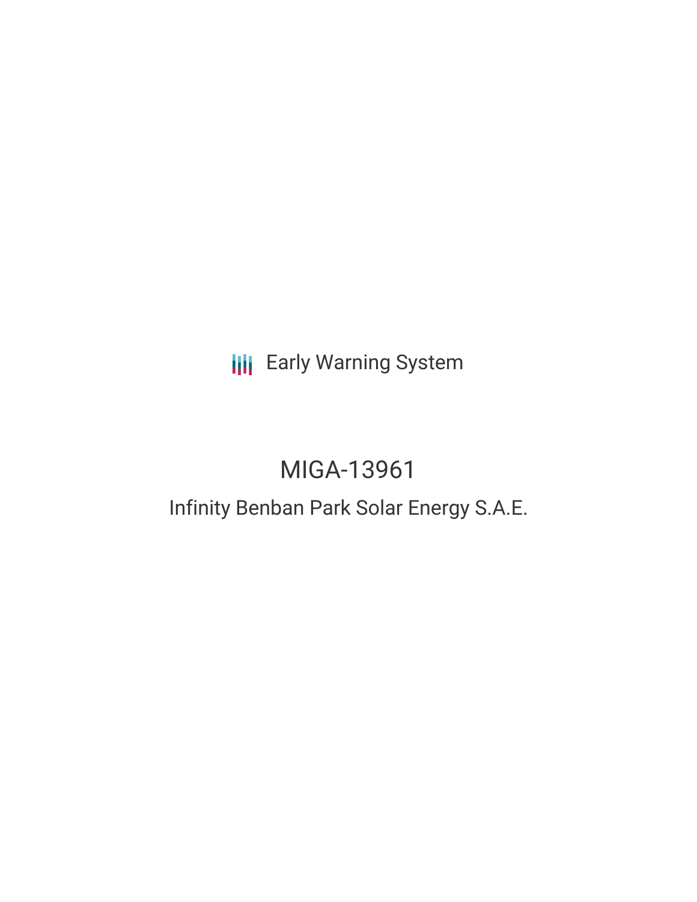Early Warning System

# MIGA-13961

## Infinity Benban Park Solar Energy S.A.E.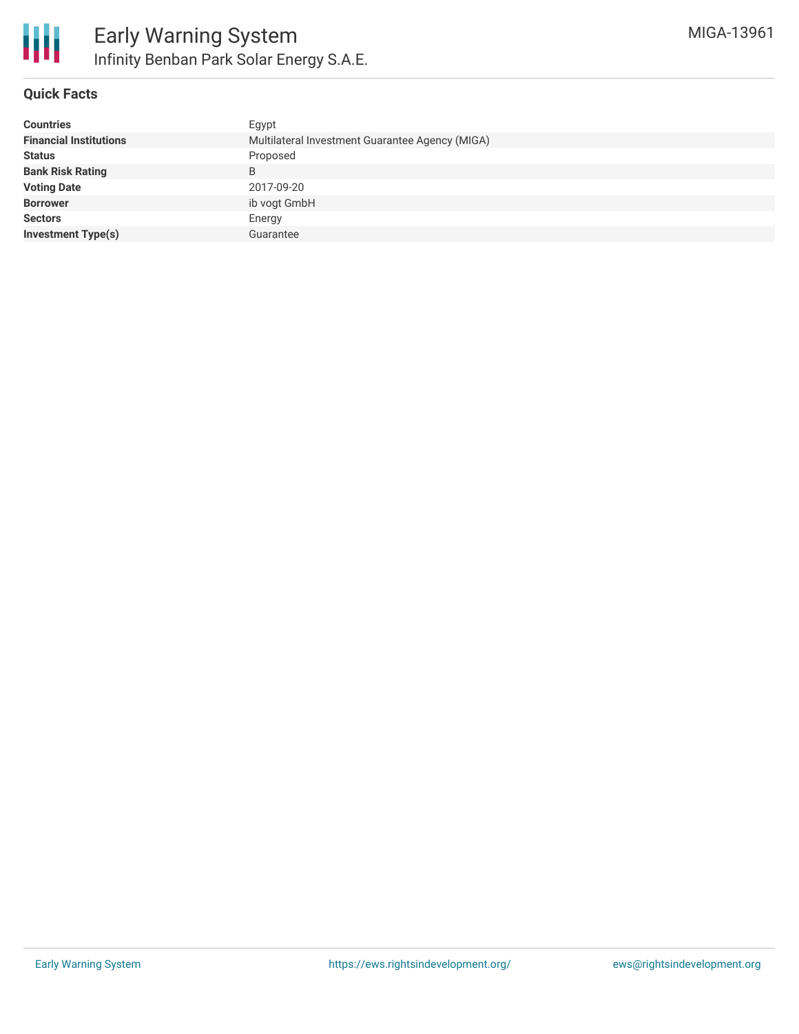# Early Warning System

## Infinity Benban Park Solar Energy S.A.E.

MIGA-13961

### Quick Facts

| | |
|---|---|
| **Countries** | Egypt |
| **Financial Institutions** | Multilateral Investment Guarantee Agency (MIGA) |
| **Status** | Proposed |
| **Bank Risk Rating** | B |
| **Voting Date** | 2017-09-20 |
| **Borrower** | ib vogt GmbH |
| **Sectors** | Energy |
| **Investment Type(s)** | Guarantee |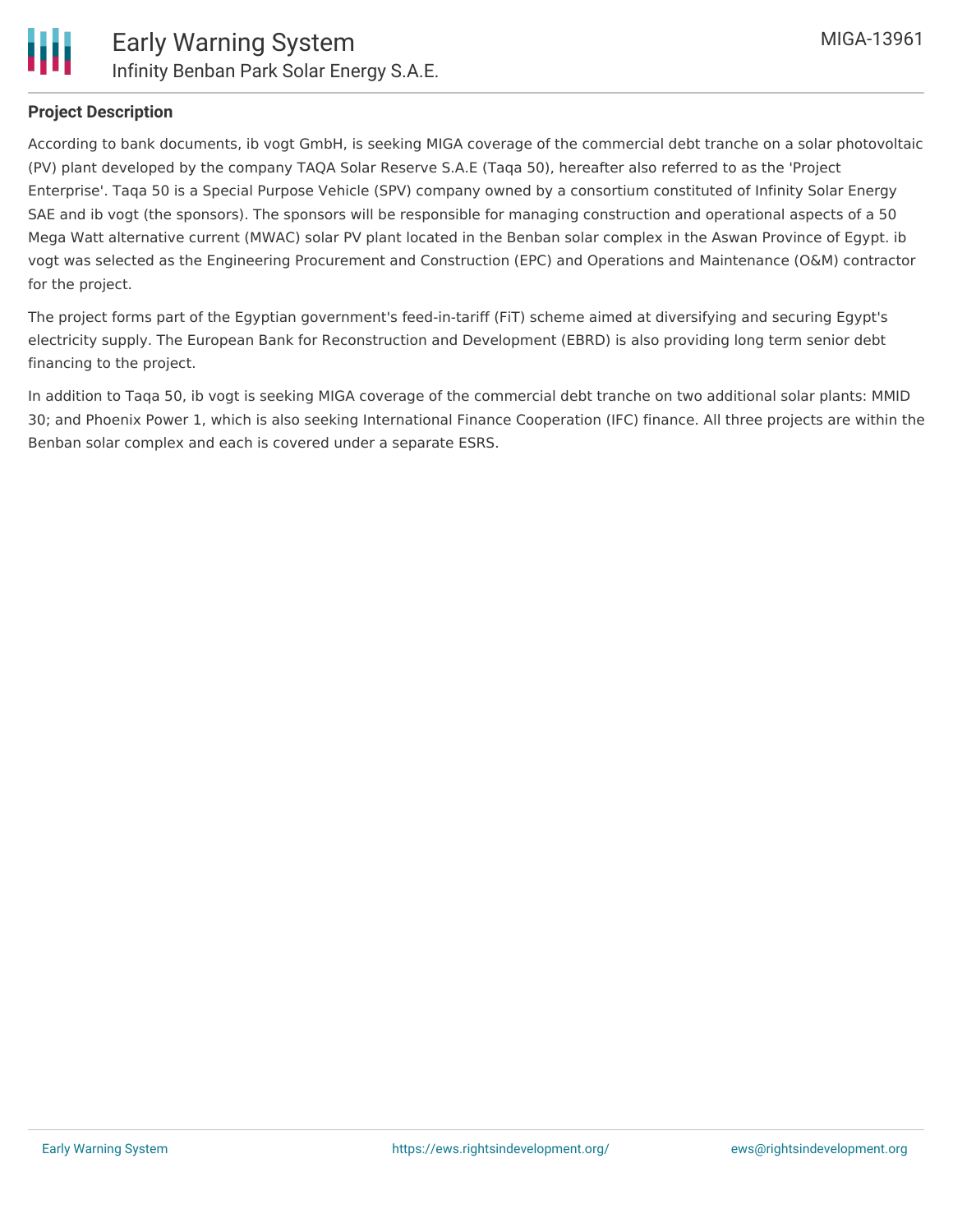## Project Description

According to bank documents, ib vogt GmbH, is seeking MIGA coverage of the commercial debt tranche on a solar photovoltaic (PV) plant developed by the company TAQA Solar Reserve S.A.E (Taqa 50), hereafter also referred to as the 'Project Enterprise'. Taqa 50 is a Special Purpose Vehicle (SPV) company owned by a consortium constituted of Infinity Solar Energy SAE and ib vogt (the sponsors). The sponsors will be responsible for managing construction and operational aspects of a 50 Mega Watt alternative current (MWAC) solar PV plant located in the Benban solar complex in the Aswan Province of Egypt. ib vogt was selected as the Engineering Procurement and Construction (EPC) and Operations and Maintenance (O&M) contractor for the project.

The project forms part of the Egyptian government's feed-in-tariff (FiT) scheme aimed at diversifying and securing Egypt's electricity supply. The European Bank for Reconstruction and Development (EBRD) is also providing long term senior debt financing to the project.

In addition to Taqa 50, ib vogt is seeking MIGA coverage of the commercial debt tranche on two additional solar plants: MMID 30; and Phoenix Power 1, which is also seeking International Finance Cooperation (IFC) finance. All three projects are within the Benban solar complex and each is covered under a separate ESRS.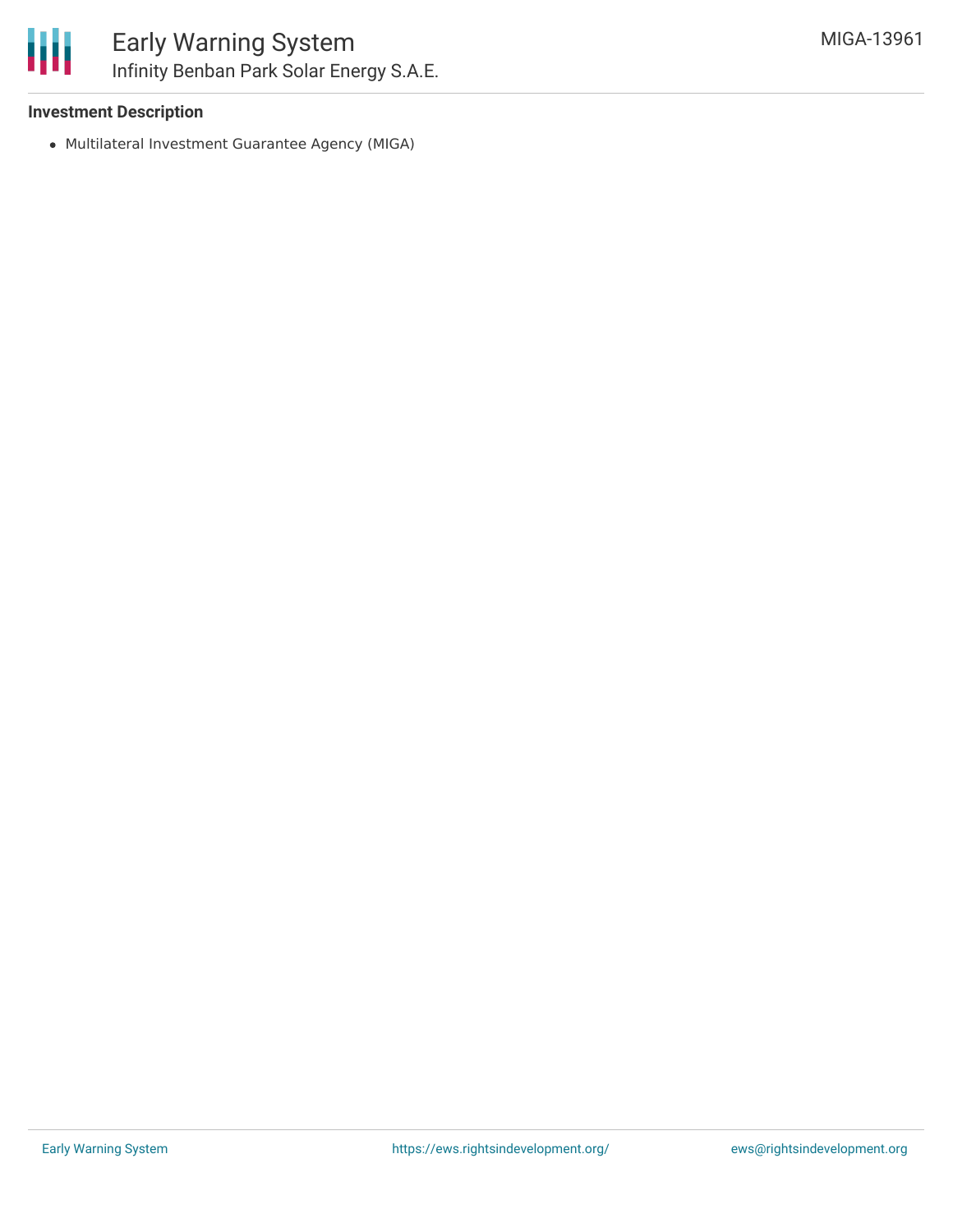**Investment Description**

- Multilateral Investment Guarantee Agency (MIGA)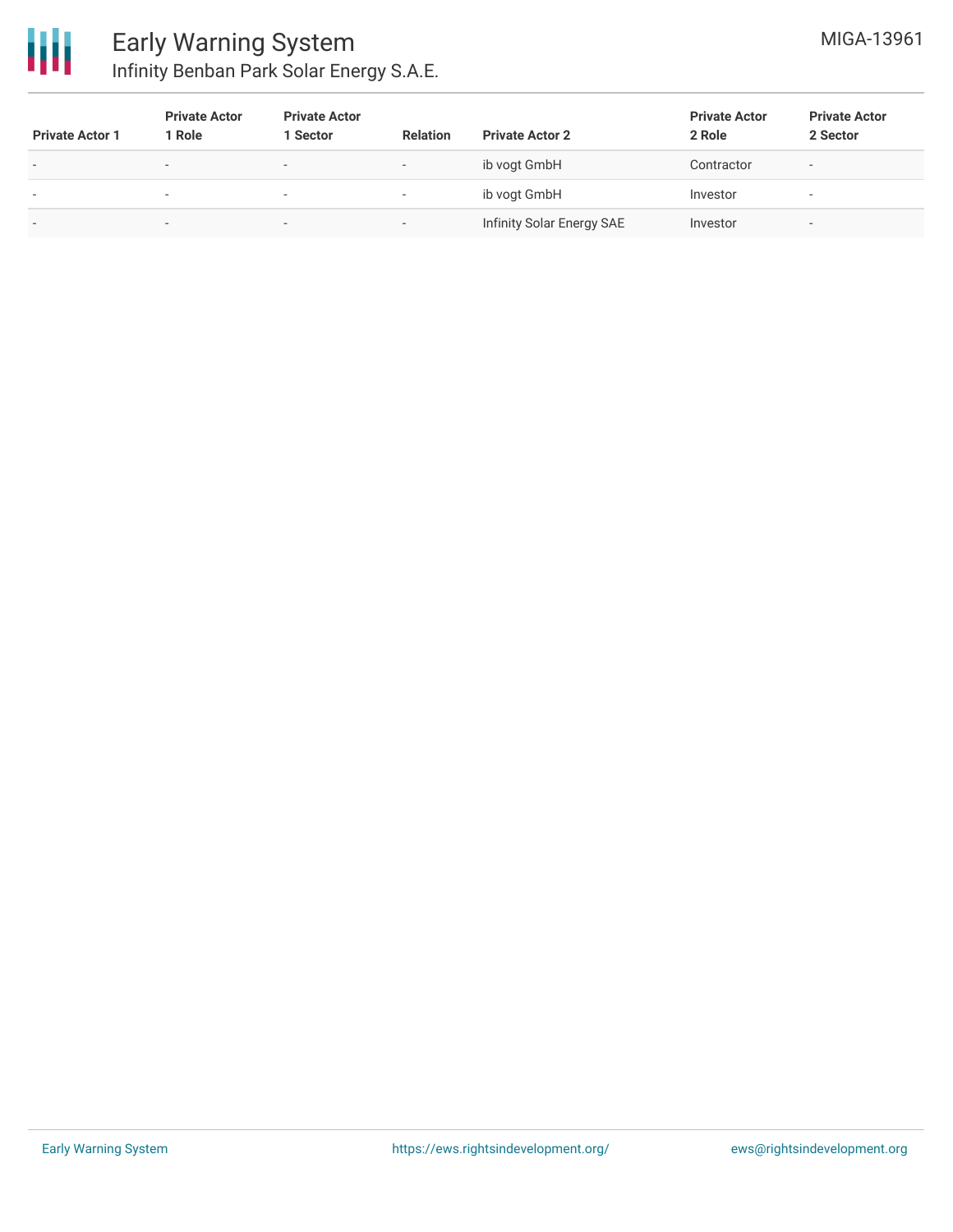| Private Actor 1 | Private Actor 1 Role | Private Actor 1 Sector | Relation | Private Actor 2 | Private Actor 2 Role | Private Actor 2 Sector |
|---|---|---|---|---|---|---|
| - | - | - | - | ib vogt GmbH | Contractor | - |
| - | - | - | - | ib vogt GmbH | Investor | - |
| - | - | - | - | Infinity Solar Energy SAE | Investor | - |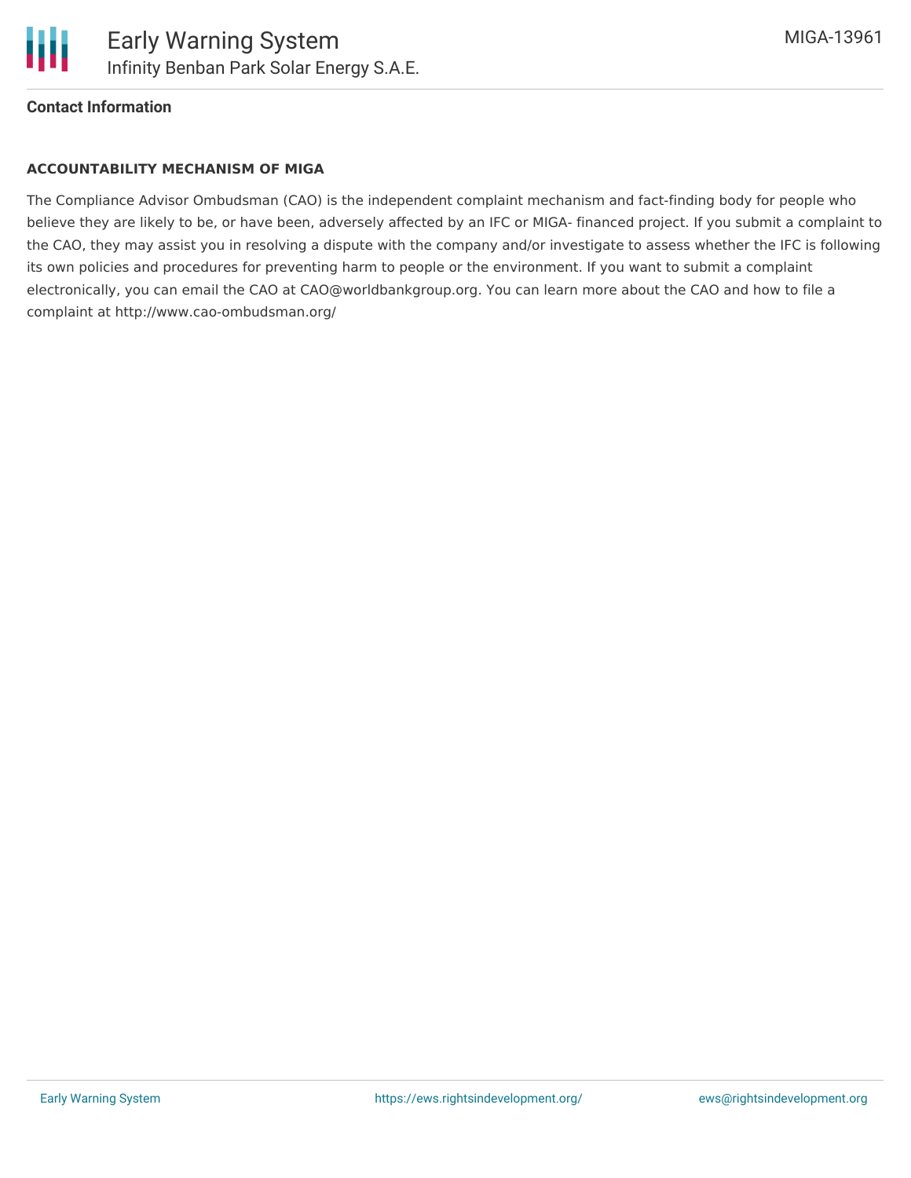**Contact Information**

**ACCOUNTABILITY MECHANISM OF MIGA**

The Compliance Advisor Ombudsman (CAO) is the independent complaint mechanism and fact-finding body for people who believe they are likely to be, or have been, adversely affected by an IFC or MIGA- financed project. If you submit a complaint to the CAO, they may assist you in resolving a dispute with the company and/or investigate to assess whether the IFC is following its own policies and procedures for preventing harm to people or the environment. If you want to submit a complaint electronically, you can email the CAO at CAO@worldbankgroup.org. You can learn more about the CAO and how to file a complaint at http://www.cao-ombudsman.org/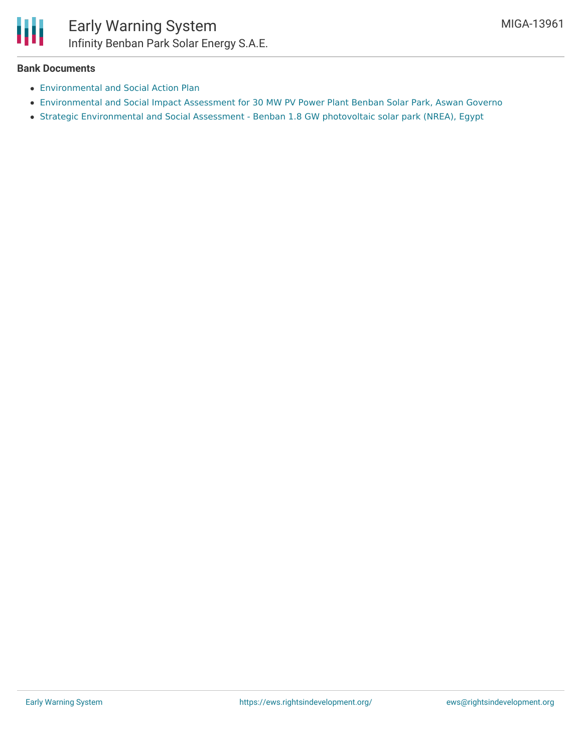**Bank Documents**

- Environmental and Social Action Plan
- Environmental and Social Impact Assessment for 30 MW PV Power Plant Benban Solar Park, Aswan Governo
- Strategic Environmental and Social Assessment - Benban 1.8 GW photovoltaic solar park (NREA), Egypt